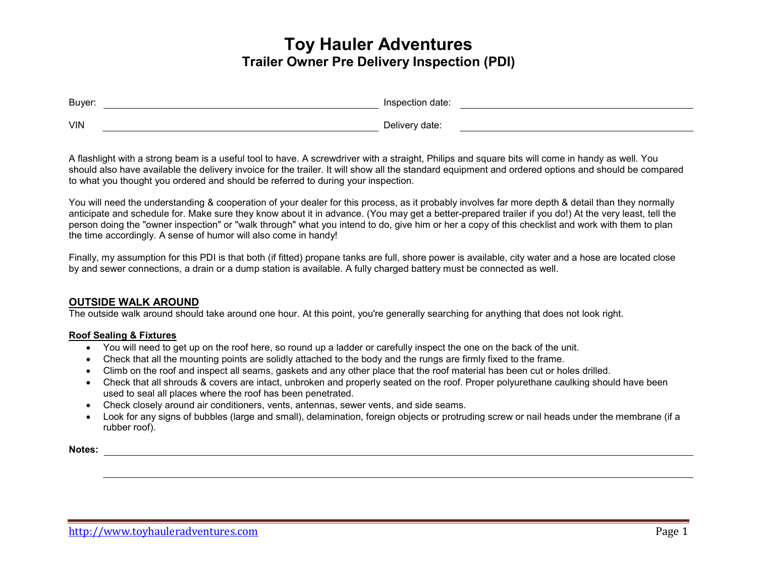# Toy Hauler Adventures

## Trailer Owner Pre Delivery Inspection (PDI)

Buyer: \_\_\_\_\_\_\_\_\_\_\_\_\_\_\_\_\_\_\_\_\_\_\_\_\_\_\_\_\_\_ Inspection date: \_\_\_\_\_\_\_\_\_\_\_\_\_\_\_\_\_\_\_\_\_\_\_\_\_\_\_\_\_\_

VIN \_\_\_\_\_\_\_\_\_\_\_\_\_\_\_\_\_\_\_\_\_\_\_\_\_\_\_\_\_\_ Delivery date: \_\_\_\_\_\_\_\_\_\_\_\_\_\_\_\_\_\_\_\_\_\_\_\_\_\_\_\_\_\_

A flashlight with a strong beam is a useful tool to have. A screwdriver with a straight, Philips and square bits will come in handy as well. You should also have available the delivery invoice for the trailer. It will show all the standard equipment and ordered options and should be compared to what you thought you ordered and should be referred to during your inspection.

You will need the understanding & cooperation of your dealer for this process, as it probably involves far more depth & detail than they normally anticipate and schedule for. Make sure they know about it in advance. (You may get a better-prepared trailer if you do!) At the very least, tell the person doing the "owner inspection" or "walk through" what you intend to do, give him or her a copy of this checklist and work with them to plan the time accordingly. A sense of humor will also come in handy!

Finally, my assumption for this PDI is that both (if fitted) propane tanks are full, shore power is available, city water and a hose are located close by and sewer connections, a drain or a dump station is available. A fully charged battery must be connected as well.

### OUTSIDE WALK AROUND

The outside walk around should take around one hour. At this point, you're generally searching for anything that does not look right.

#### Roof Sealing & Fixtures

- You will need to get up on the roof here, so round up a ladder or carefully inspect the one on the back of the unit.
- Check that all the mounting points are solidly attached to the body and the rungs are firmly fixed to the frame.
- Climb on the roof and inspect all seams, gaskets and any other place that the roof material has been cut or holes drilled.
- Check that all shrouds & covers are intact, unbroken and properly seated on the roof. Proper polyurethane caulking should have been used to seal all places where the roof has been penetrated.
- Check closely around air conditioners, vents, antennas, sewer vents, and side seams.
- Look for any signs of bubbles (large and small), delamination, foreign objects or protruding screw or nail heads under the membrane (if a rubber roof).

**Notes:** \_\_\_\_\_\_\_\_\_\_\_\_\_\_\_\_\_\_\_\_\_\_\_\_\_\_\_\_\_\_\_\_\_\_\_\_\_\_\_\_\_\_\_\_\_\_\_\_\_\_\_\_\_\_\_\_

\_\_\_\_\_\_\_\_\_\_\_\_\_\_\_\_\_\_\_\_\_\_\_\_\_\_\_\_\_\_\_\_\_\_\_\_\_\_\_\_\_\_\_\_\_\_\_\_\_\_\_\_\_\_\_\_

http://www.toyhauleradventures.com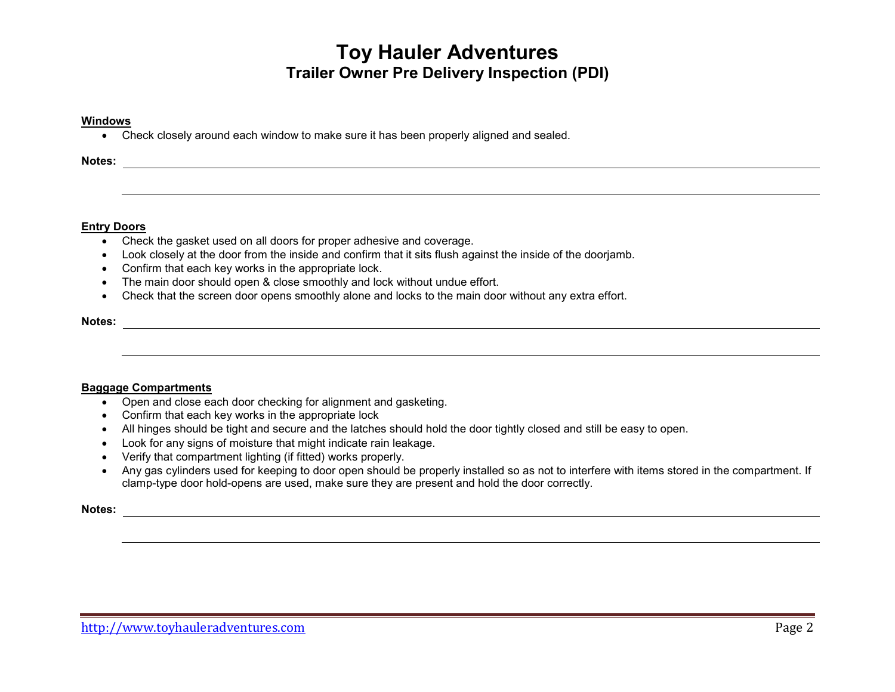# Toy Hauler Adventures

## Trailer Owner Pre Delivery Inspection (PDI)

**Windows**

- Check closely around each window to make sure it has been properly aligned and sealed.

**Notes:** \_\_\_\_\_\_\_\_\_\_\_\_\_\_\_\_\_\_\_\_\_\_\_\_\_\_\_\_\_\_\_\_\_\_\_\_\_\_\_\_\_\_\_\_\_\_\_\_\_\_\_\_\_\_\_\_\_\_\_\_\_\_\_\_\_\_\_\_\_\_

\_\_\_\_\_\_\_\_\_\_\_\_\_\_\_\_\_\_\_\_\_\_\_\_\_\_\_\_\_\_\_\_\_\_\_\_\_\_\_\_\_\_\_\_\_\_\_\_\_\_\_\_\_\_\_\_\_\_\_\_\_\_\_\_\_\_\_\_\_\_\_\_\_\_

**Entry Doors**

- Check the gasket used on all doors for proper adhesive and coverage.
- Look closely at the door from the inside and confirm that it sits flush against the inside of the doorjamb.
- Confirm that each key works in the appropriate lock.
- The main door should open & close smoothly and lock without undue effort.
- Check that the screen door opens smoothly alone and locks to the main door without any extra effort.

**Notes:** \_\_\_\_\_\_\_\_\_\_\_\_\_\_\_\_\_\_\_\_\_\_\_\_\_\_\_\_\_\_\_\_\_\_\_\_\_\_\_\_\_\_\_\_\_\_\_\_\_\_\_\_\_\_\_\_\_\_\_\_\_\_\_\_\_\_\_\_\_\_

\_\_\_\_\_\_\_\_\_\_\_\_\_\_\_\_\_\_\_\_\_\_\_\_\_\_\_\_\_\_\_\_\_\_\_\_\_\_\_\_\_\_\_\_\_\_\_\_\_\_\_\_\_\_\_\_\_\_\_\_\_\_\_\_\_\_\_\_\_\_\_\_\_\_

**Baggage Compartments**

- Open and close each door checking for alignment and gasketing.
- Confirm that each key works in the appropriate lock
- All hinges should be tight and secure and the latches should hold the door tightly closed and still be easy to open.
- Look for any signs of moisture that might indicate rain leakage.
- Verify that compartment lighting (if fitted) works properly.
- Any gas cylinders used for keeping to door open should be properly installed so as not to interfere with items stored in the compartment. If clamp-type door hold-opens are used, make sure they are present and hold the door correctly.

**Notes:** \_\_\_\_\_\_\_\_\_\_\_\_\_\_\_\_\_\_\_\_\_\_\_\_\_\_\_\_\_\_\_\_\_\_\_\_\_\_\_\_\_\_\_\_\_\_\_\_\_\_\_\_\_\_\_\_\_\_\_\_\_\_\_\_\_\_\_\_\_\_

\_\_\_\_\_\_\_\_\_\_\_\_\_\_\_\_\_\_\_\_\_\_\_\_\_\_\_\_\_\_\_\_\_\_\_\_\_\_\_\_\_\_\_\_\_\_\_\_\_\_\_\_\_\_\_\_\_\_\_\_\_\_\_\_\_\_\_\_\_\_\_\_\_\_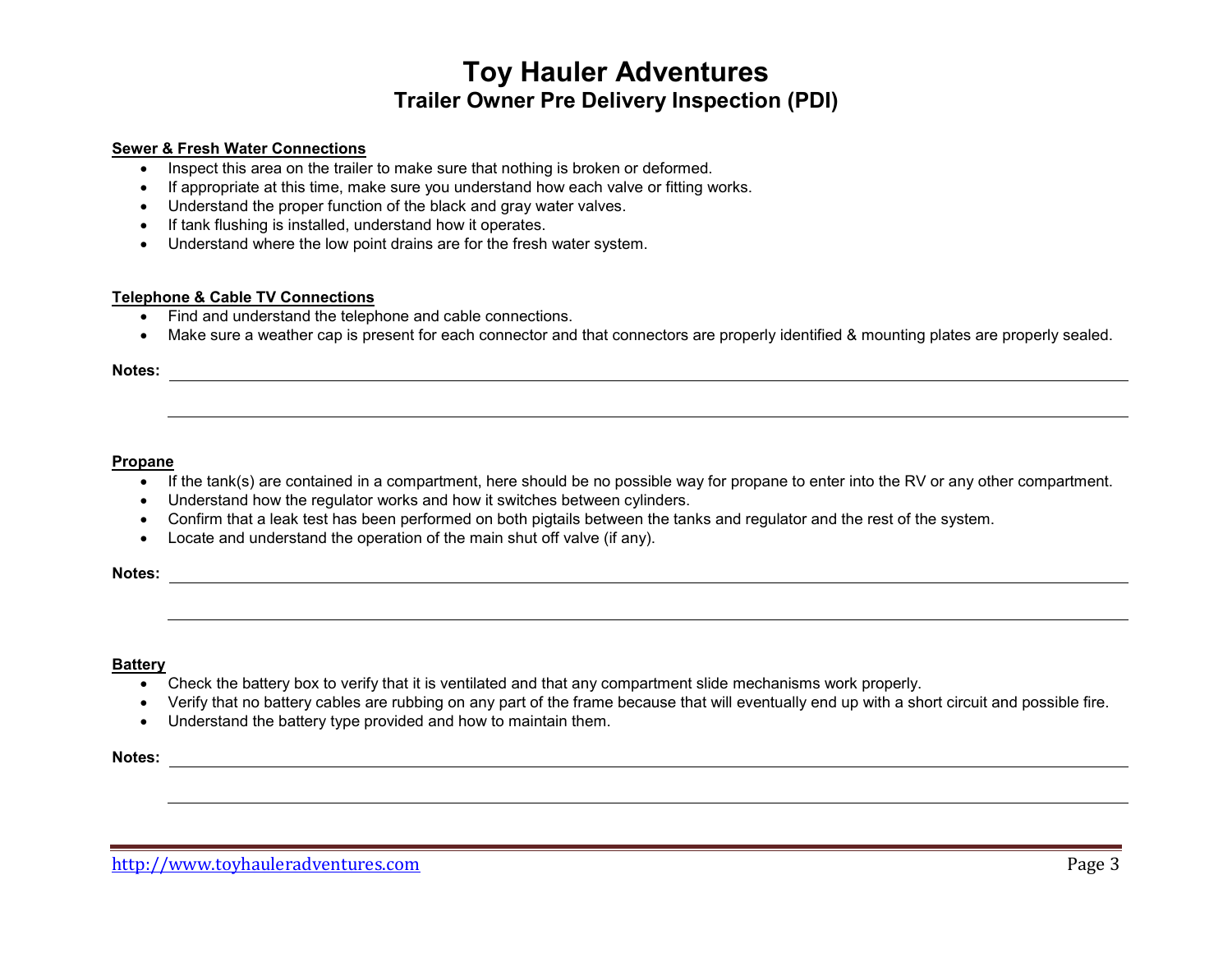# Toy Hauler Adventures

## Trailer Owner Pre Delivery Inspection (PDI)

**Sewer & Fresh Water Connections**

- Inspect this area on the trailer to make sure that nothing is broken or deformed.
- If appropriate at this time, make sure you understand how each valve or fitting works.
- Understand the proper function of the black and gray water valves.
- If tank flushing is installed, understand how it operates.
- Understand where the low point drains are for the fresh water system.

**Telephone & Cable TV Connections**

- Find and understand the telephone and cable connections.
- Make sure a weather cap is present for each connector and that connectors are properly identified & mounting plates are properly sealed.

**Notes:** ______________________________________________

______________________________________________

**Propane**

- If the tank(s) are contained in a compartment, here should be no possible way for propane to enter into the RV or any other compartment.
- Understand how the regulator works and how it switches between cylinders.
- Confirm that a leak test has been performed on both pigtails between the tanks and regulator and the rest of the system.
- Locate and understand the operation of the main shut off valve (if any).

**Notes:** ______________________________________________

______________________________________________

**Battery**

- Check the battery box to verify that it is ventilated and that any compartment slide mechanisms work properly.
- Verify that no battery cables are rubbing on any part of the frame because that will eventually end up with a short circuit and possible fire.
- Understand the battery type provided and how to maintain them.

**Notes:** ______________________________________________

______________________________________________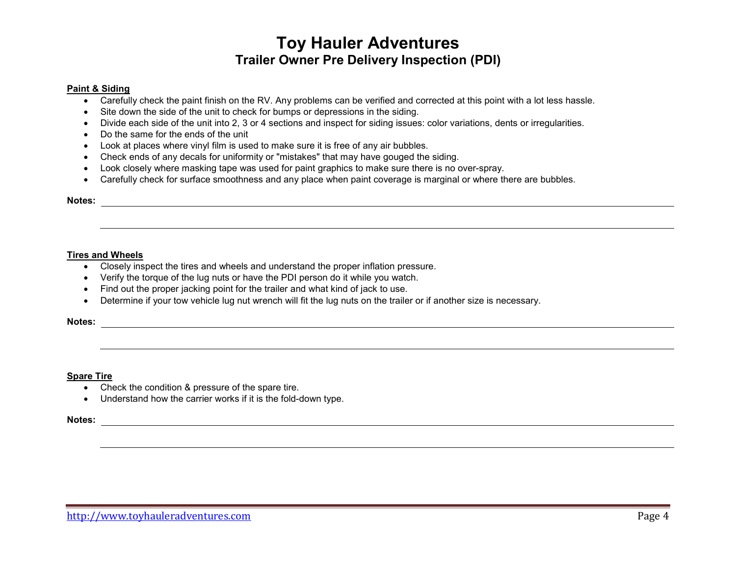# Toy Hauler Adventures

## Trailer Owner Pre Delivery Inspection (PDI)

**Paint & Siding**

- Carefully check the paint finish on the RV. Any problems can be verified and corrected at this point with a lot less hassle.
- Site down the side of the unit to check for bumps or depressions in the siding.
- Divide each side of the unit into 2, 3 or 4 sections and inspect for siding issues: color variations, dents or irregularities.
- Do the same for the ends of the unit
- Look at places where vinyl film is used to make sure it is free of any air bubbles.
- Check ends of any decals for uniformity or "mistakes" that may have gouged the siding.
- Look closely where masking tape was used for paint graphics to make sure there is no over-spray.
- Carefully check for surface smoothness and any place when paint coverage is marginal or where there are bubbles.

**Notes:** ____________________________________________

____________________________________________

**Tires and Wheels**

- Closely inspect the tires and wheels and understand the proper inflation pressure.
- Verify the torque of the lug nuts or have the PDI person do it while you watch.
- Find out the proper jacking point for the trailer and what kind of jack to use.
- Determine if your tow vehicle lug nut wrench will fit the lug nuts on the trailer or if another size is necessary.

**Notes:** ____________________________________________

____________________________________________

**Spare Tire**

- Check the condition & pressure of the spare tire.
- Understand how the carrier works if it is the fold-down type.

**Notes:** ____________________________________________

____________________________________________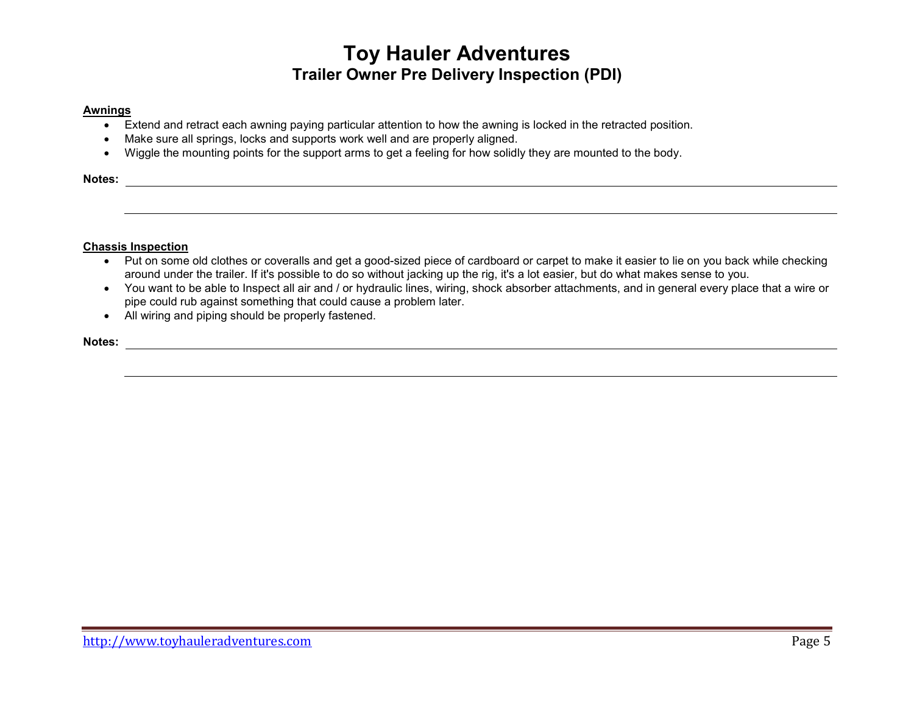**Awnings**

- Extend and retract each awning paying particular attention to how the awning is locked in the retracted position.
- Make sure all springs, locks and supports work well and are properly aligned.
- Wiggle the mounting points for the support arms to get a feeling for how solidly they are mounted to the body.

**Notes:** \_\_\_\_\_\_\_\_\_\_\_\_\_\_\_\_\_\_\_\_\_\_\_\_\_\_\_\_\_\_\_\_\_\_\_\_\_\_\_\_

\_\_\_\_\_\_\_\_\_\_\_\_\_\_\_\_\_\_\_\_\_\_\_\_\_\_\_\_\_\_\_\_\_\_\_\_\_\_\_\_

**Chassis Inspection**

- Put on some old clothes or coveralls and get a good-sized piece of cardboard or carpet to make it easier to lie on you back while checking around under the trailer. If it's possible to do so without jacking up the rig, it's a lot easier, but do what makes sense to you.
- You want to be able to Inspect all air and / or hydraulic lines, wiring, shock absorber attachments, and in general every place that a wire or pipe could rub against something that could cause a problem later.
- All wiring and piping should be properly fastened.

**Notes:** \_\_\_\_\_\_\_\_\_\_\_\_\_\_\_\_\_\_\_\_\_\_\_\_\_\_\_\_\_\_\_\_\_\_\_\_\_\_\_\_

\_\_\_\_\_\_\_\_\_\_\_\_\_\_\_\_\_\_\_\_\_\_\_\_\_\_\_\_\_\_\_\_\_\_\_\_\_\_\_\_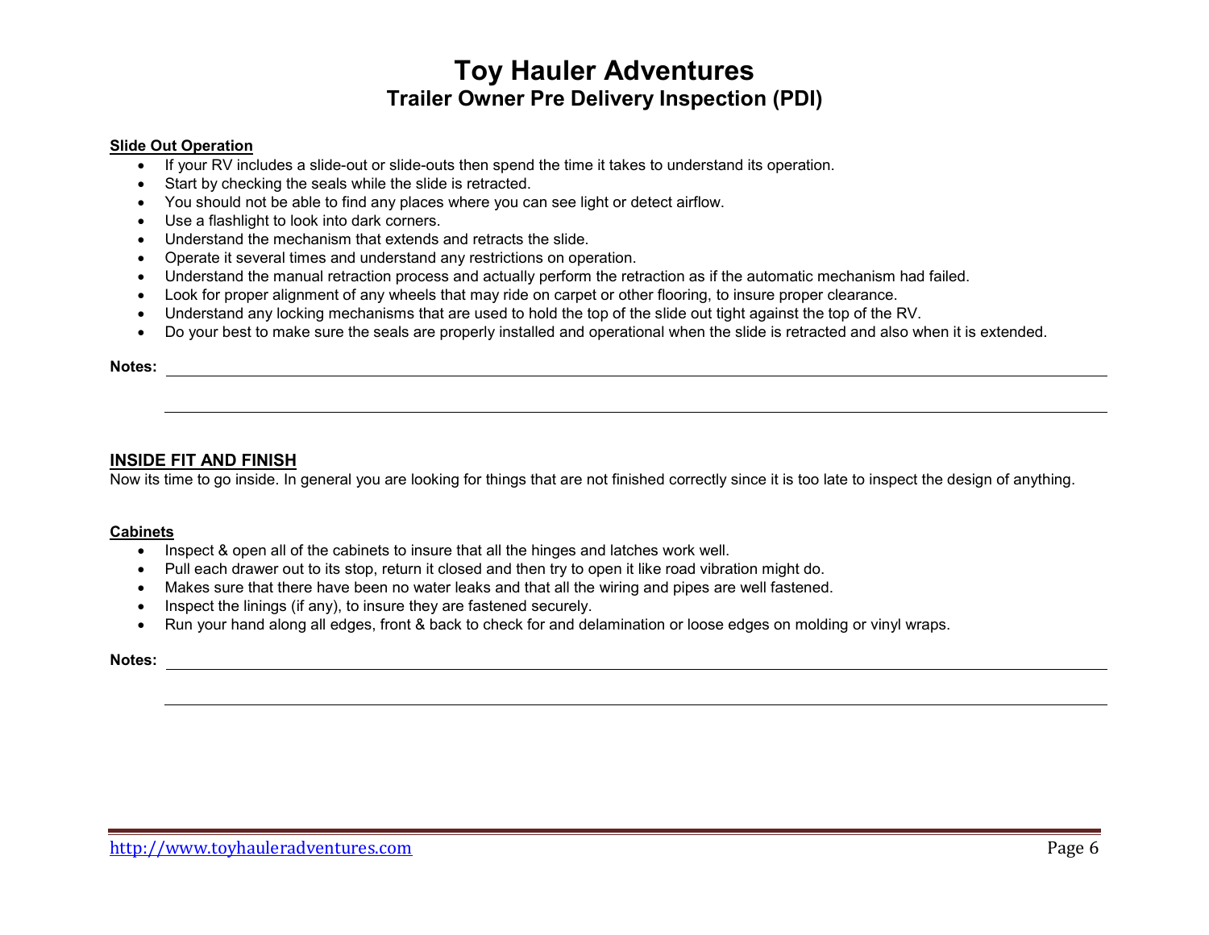# Toy Hauler Adventures

## Trailer Owner Pre Delivery Inspection (PDI)

**Slide Out Operation**

- If your RV includes a slide-out or slide-outs then spend the time it takes to understand its operation.
- Start by checking the seals while the slide is retracted.
- You should not be able to find any places where you can see light or detect airflow.
- Use a flashlight to look into dark corners.
- Understand the mechanism that extends and retracts the slide.
- Operate it several times and understand any restrictions on operation.
- Understand the manual retraction process and actually perform the retraction as if the automatic mechanism had failed.
- Look for proper alignment of any wheels that may ride on carpet or other flooring, to insure proper clearance.
- Understand any locking mechanisms that are used to hold the top of the slide out tight against the top of the RV.
- Do your best to make sure the seals are properly installed and operational when the slide is retracted and also when it is extended.

**Notes:** ______________________________________________

______________________________________________

### INSIDE FIT AND FINISH

Now its time to go inside. In general you are looking for things that are not finished correctly since it is too late to inspect the design of anything.

**Cabinets**

- Inspect & open all of the cabinets to insure that all the hinges and latches work well.
- Pull each drawer out to its stop, return it closed and then try to open it like road vibration might do.
- Makes sure that there have been no water leaks and that all the wiring and pipes are well fastened.
- Inspect the linings (if any), to insure they are fastened securely.
- Run your hand along all edges, front & back to check for and delamination or loose edges on molding or vinyl wraps.

**Notes:** ______________________________________________

______________________________________________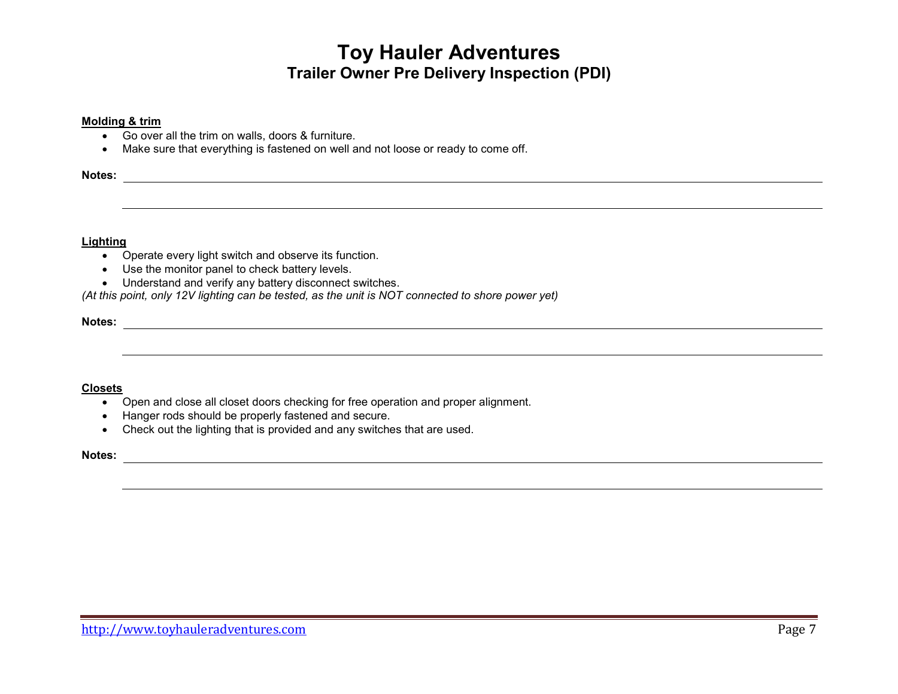# Toy Hauler Adventures
## Trailer Owner Pre Delivery Inspection (PDI)

**Molding & trim**

- Go over all the trim on walls, doors & furniture.
- Make sure that everything is fastened on well and not loose or ready to come off.

**Notes:** ______________________________________________

______________________________________________

**Lighting**

- Operate every light switch and observe its function.
- Use the monitor panel to check battery levels.
- Understand and verify any battery disconnect switches.

*(At this point, only 12V lighting can be tested, as the unit is NOT connected to shore power yet)*

**Notes:** ______________________________________________

______________________________________________

**Closets**

- Open and close all closet doors checking for free operation and proper alignment.
- Hanger rods should be properly fastened and secure.
- Check out the lighting that is provided and any switches that are used.

**Notes:** ______________________________________________

______________________________________________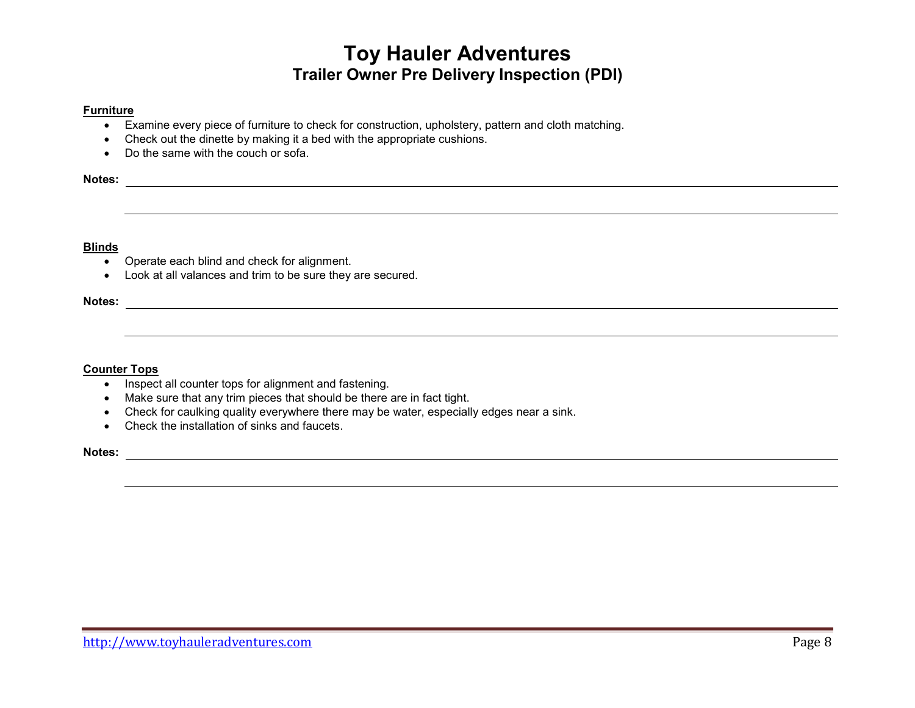**Furniture**

- Examine every piece of furniture to check for construction, upholstery, pattern and cloth matching.
- Check out the dinette by making it a bed with the appropriate cushions.
- Do the same with the couch or sofa.

**Notes:** ______________________________________________________________________________

______________________________________________________________________________

**Blinds**

- Operate each blind and check for alignment.
- Look at all valances and trim to be sure they are secured.

**Notes:** ______________________________________________________________________________

______________________________________________________________________________

**Counter Tops**

- Inspect all counter tops for alignment and fastening.
- Make sure that any trim pieces that should be there are in fact tight.
- Check for caulking quality everywhere there may be water, especially edges near a sink.
- Check the installation of sinks and faucets.

**Notes:** ______________________________________________________________________________

______________________________________________________________________________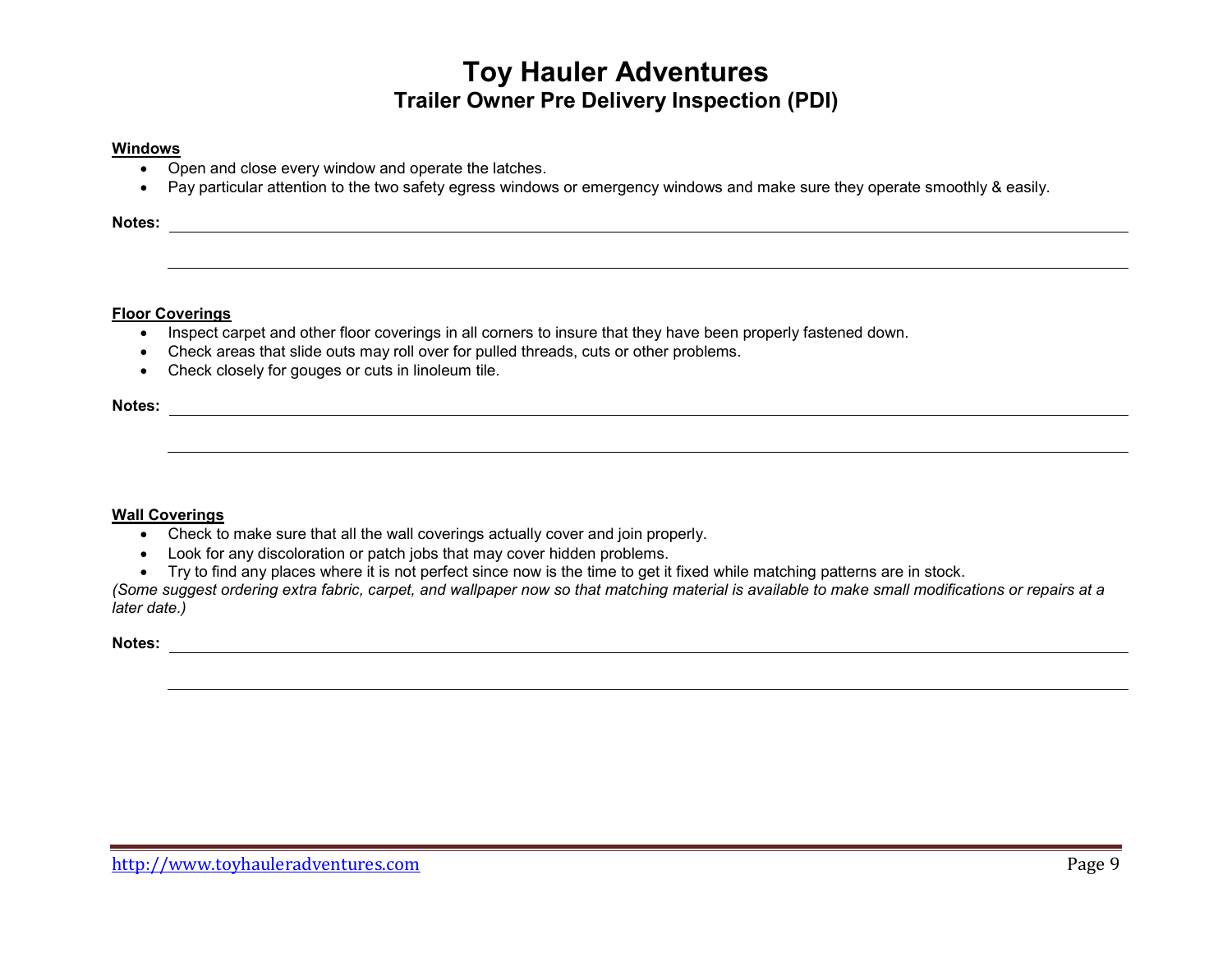# Toy Hauler Adventures

## Trailer Owner Pre Delivery Inspection (PDI)

**Windows**

- Open and close every window and operate the latches.
- Pay particular attention to the two safety egress windows or emergency windows and make sure they operate smoothly & easily.

**Notes:** ______________________________________________

______________________________________________

**Floor Coverings**

- Inspect carpet and other floor coverings in all corners to insure that they have been properly fastened down.
- Check areas that slide outs may roll over for pulled threads, cuts or other problems.
- Check closely for gouges or cuts in linoleum tile.

**Notes:** ______________________________________________

______________________________________________

**Wall Coverings**

- Check to make sure that all the wall coverings actually cover and join properly.
- Look for any discoloration or patch jobs that may cover hidden problems.
- Try to find any places where it is not perfect since now is the time to get it fixed while matching patterns are in stock.

*(Some suggest ordering extra fabric, carpet, and wallpaper now so that matching material is available to make small modifications or repairs at a later date.)*

**Notes:** ______________________________________________

______________________________________________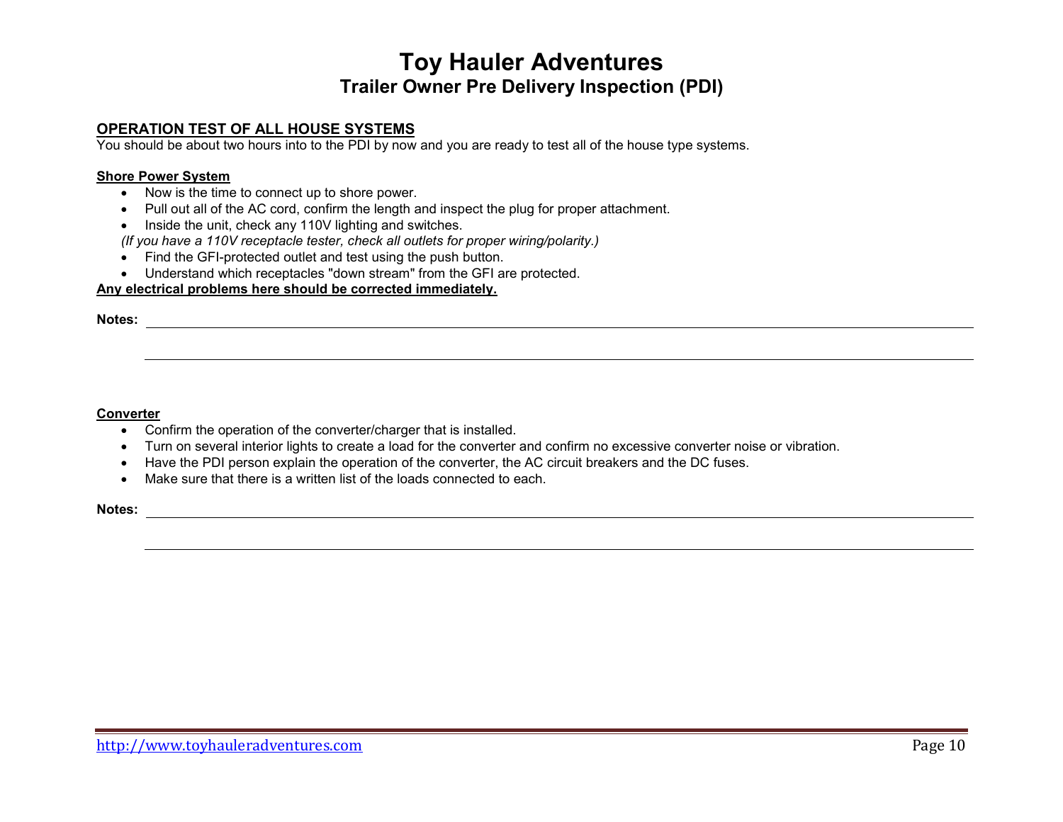# Toy Hauler Adventures

## Trailer Owner Pre Delivery Inspection (PDI)

### OPERATION TEST OF ALL HOUSE SYSTEMS

You should be about two hours into to the PDI by now and you are ready to test all of the house type systems.

#### Shore Power System

- Now is the time to connect up to shore power.
- Pull out all of the AC cord, confirm the length and inspect the plug for proper attachment.
- Inside the unit, check any 110V lighting and switches.

*(If you have a 110V receptacle tester, check all outlets for proper wiring/polarity.)*

- Find the GFI-protected outlet and test using the push button.
- Understand which receptacles "down stream" from the GFI are protected.

**Any electrical problems here should be corrected immediately.**

**Notes:** ______________________________________________

______________________________________________

#### Converter

- Confirm the operation of the converter/charger that is installed.
- Turn on several interior lights to create a load for the converter and confirm no excessive converter noise or vibration.
- Have the PDI person explain the operation of the converter, the AC circuit breakers and the DC fuses.
- Make sure that there is a written list of the loads connected to each.

**Notes:** ______________________________________________

______________________________________________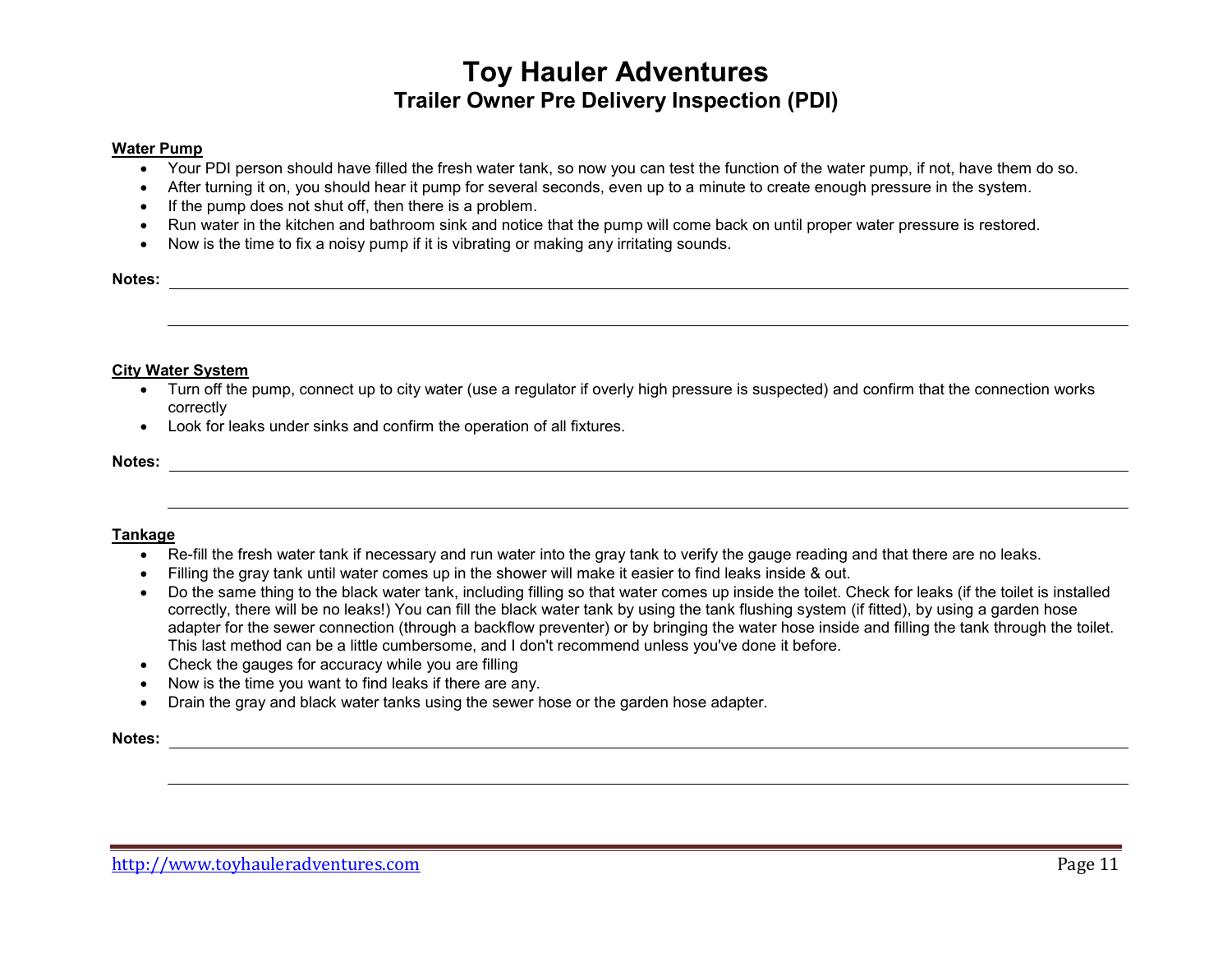## Water Pump

- Your PDI person should have filled the fresh water tank, so now you can test the function of the water pump, if not, have them do so.
- After turning it on, you should hear it pump for several seconds, even up to a minute to create enough pressure in the system.
- If the pump does not shut off, then there is a problem.
- Run water in the kitchen and bathroom sink and notice that the pump will come back on until proper water pressure is restored.
- Now is the time to fix a noisy pump if it is vibrating or making any irritating sounds.

**Notes:** ______________________________________________

______________________________________________

## City Water System

- Turn off the pump, connect up to city water (use a regulator if overly high pressure is suspected) and confirm that the connection works correctly
- Look for leaks under sinks and confirm the operation of all fixtures.

**Notes:** ______________________________________________

______________________________________________

## Tankage

- Re-fill the fresh water tank if necessary and run water into the gray tank to verify the gauge reading and that there are no leaks.
- Filling the gray tank until water comes up in the shower will make it easier to find leaks inside & out.
- Do the same thing to the black water tank, including filling so that water comes up inside the toilet. Check for leaks (if the toilet is installed correctly, there will be no leaks!) You can fill the black water tank by using the tank flushing system (if fitted), by using a garden hose adapter for the sewer connection (through a backflow preventer) or by bringing the water hose inside and filling the tank through the toilet. This last method can be a little cumbersome, and I don't recommend unless you've done it before.
- Check the gauges for accuracy while you are filling
- Now is the time you want to find leaks if there are any.
- Drain the gray and black water tanks using the sewer hose or the garden hose adapter.

**Notes:** ______________________________________________

______________________________________________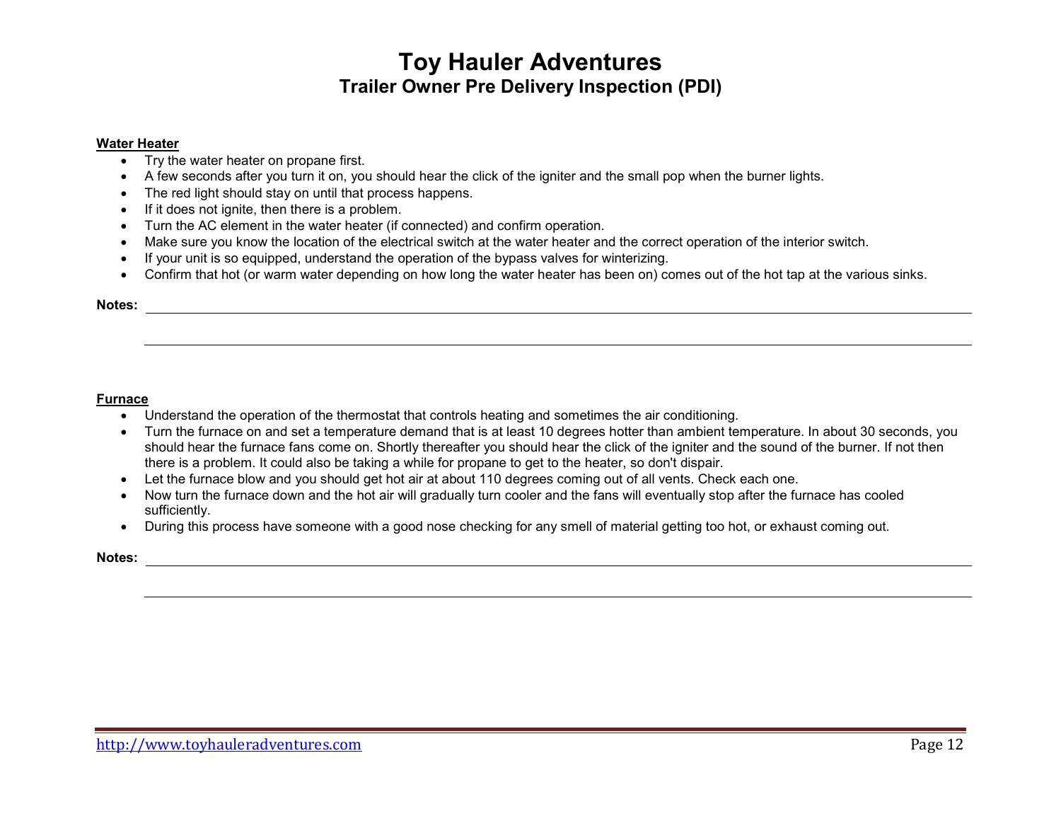**Water Heater**

- Try the water heater on propane first.
- A few seconds after you turn it on, you should hear the click of the igniter and the small pop when the burner lights.
- The red light should stay on until that process happens.
- If it does not ignite, then there is a problem.
- Turn the AC element in the water heater (if connected) and confirm operation.
- Make sure you know the location of the electrical switch at the water heater and the correct operation of the interior switch.
- If your unit is so equipped, understand the operation of the bypass valves for winterizing.
- Confirm that hot (or warm water depending on how long the water heater has been on) comes out of the hot tap at the various sinks.

**Notes:** ______________________________________________________________

______________________________________________________________

**Furnace**

- Understand the operation of the thermostat that controls heating and sometimes the air conditioning.
- Turn the furnace on and set a temperature demand that is at least 10 degrees hotter than ambient temperature. In about 30 seconds, you should hear the furnace fans come on. Shortly thereafter you should hear the click of the igniter and the sound of the burner. If not then there is a problem. It could also be taking a while for propane to get to the heater, so don't dispair.
- Let the furnace blow and you should get hot air at about 110 degrees coming out of all vents. Check each one.
- Now turn the furnace down and the hot air will gradually turn cooler and the fans will eventually stop after the furnace has cooled sufficiently.
- During this process have someone with a good nose checking for any smell of material getting too hot, or exhaust coming out.

**Notes:** ______________________________________________________________

______________________________________________________________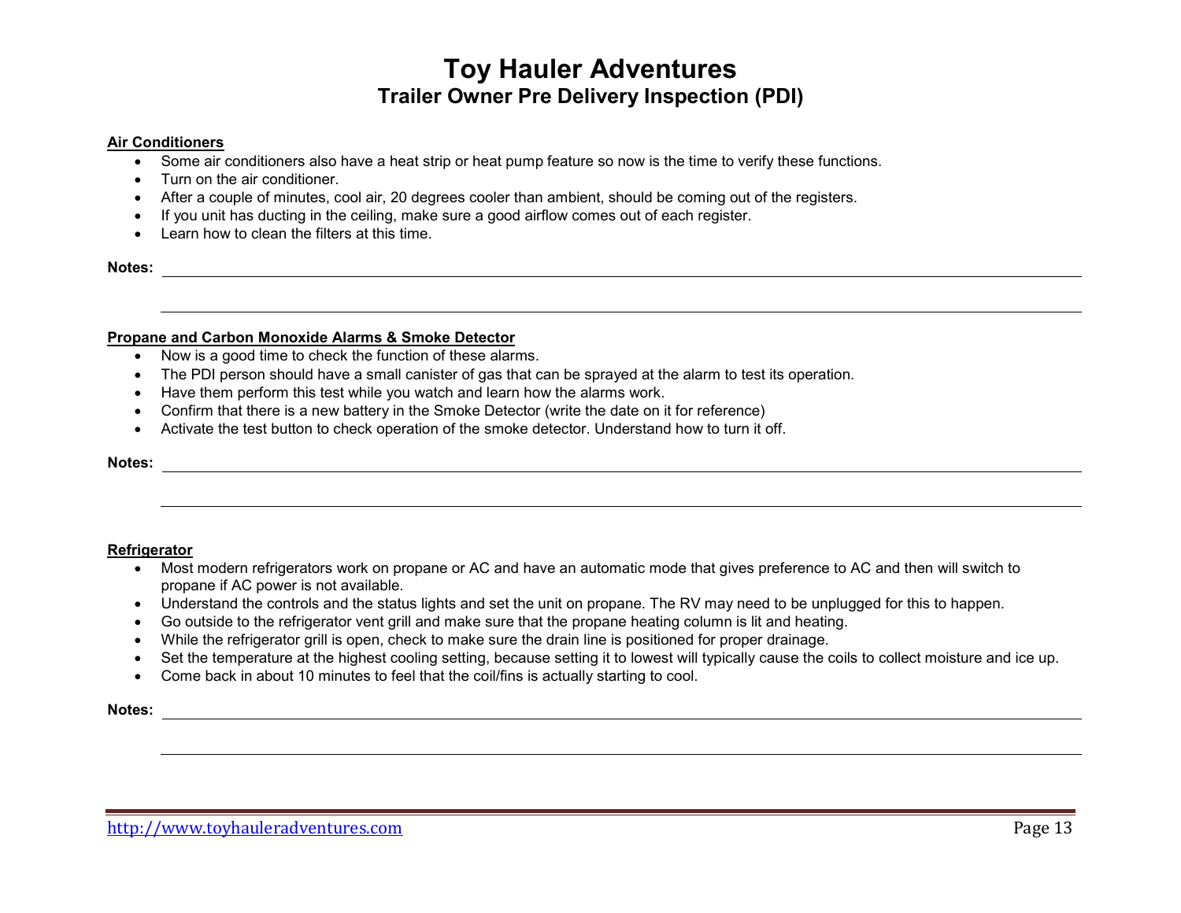# Toy Hauler Adventures

## Trailer Owner Pre Delivery Inspection (PDI)

**Air Conditioners**

- Some air conditioners also have a heat strip or heat pump feature so now is the time to verify these functions.
- Turn on the air conditioner.
- After a couple of minutes, cool air, 20 degrees cooler than ambient, should be coming out of the registers.
- If you unit has ducting in the ceiling, make sure a good airflow comes out of each register.
- Learn how to clean the filters at this time.

**Notes:** \_\_\_\_\_\_\_\_\_\_\_\_\_\_\_\_\_\_\_\_\_\_\_\_\_\_\_\_\_\_\_\_\_\_\_\_\_\_\_\_

\_\_\_\_\_\_\_\_\_\_\_\_\_\_\_\_\_\_\_\_\_\_\_\_\_\_\_\_\_\_\_\_\_\_\_\_\_\_\_\_

**Propane and Carbon Monoxide Alarms & Smoke Detector**

- Now is a good time to check the function of these alarms.
- The PDI person should have a small canister of gas that can be sprayed at the alarm to test its operation.
- Have them perform this test while you watch and learn how the alarms work.
- Confirm that there is a new battery in the Smoke Detector (write the date on it for reference)
- Activate the test button to check operation of the smoke detector. Understand how to turn it off.

**Notes:** \_\_\_\_\_\_\_\_\_\_\_\_\_\_\_\_\_\_\_\_\_\_\_\_\_\_\_\_\_\_\_\_\_\_\_\_\_\_\_\_

\_\_\_\_\_\_\_\_\_\_\_\_\_\_\_\_\_\_\_\_\_\_\_\_\_\_\_\_\_\_\_\_\_\_\_\_\_\_\_\_

**Refrigerator**

- Most modern refrigerators work on propane or AC and have an automatic mode that gives preference to AC and then will switch to propane if AC power is not available.
- Understand the controls and the status lights and set the unit on propane. The RV may need to be unplugged for this to happen.
- Go outside to the refrigerator vent grill and make sure that the propane heating column is lit and heating.
- While the refrigerator grill is open, check to make sure the drain line is positioned for proper drainage.
- Set the temperature at the highest cooling setting, because setting it to lowest will typically cause the coils to collect moisture and ice up.
- Come back in about 10 minutes to feel that the coil/fins is actually starting to cool.

**Notes:** \_\_\_\_\_\_\_\_\_\_\_\_\_\_\_\_\_\_\_\_\_\_\_\_\_\_\_\_\_\_\_\_\_\_\_\_\_\_\_\_

\_\_\_\_\_\_\_\_\_\_\_\_\_\_\_\_\_\_\_\_\_\_\_\_\_\_\_\_\_\_\_\_\_\_\_\_\_\_\_\_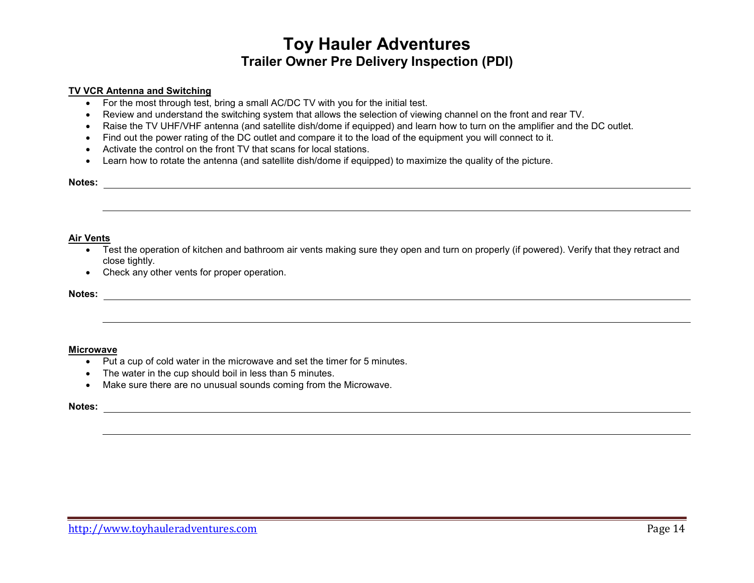# Toy Hauler Adventures

## Trailer Owner Pre Delivery Inspection (PDI)

**TV VCR Antenna and Switching**

- For the most through test, bring a small AC/DC TV with you for the initial test.
- Review and understand the switching system that allows the selection of viewing channel on the front and rear TV.
- Raise the TV UHF/VHF antenna (and satellite dish/dome if equipped) and learn how to turn on the amplifier and the DC outlet.
- Find out the power rating of the DC outlet and compare it to the load of the equipment you will connect to it.
- Activate the control on the front TV that scans for local stations.
- Learn how to rotate the antenna (and satellite dish/dome if equipped) to maximize the quality of the picture.

**Notes:** ____________________________________________________________

____________________________________________________________

**Air Vents**

- Test the operation of kitchen and bathroom air vents making sure they open and turn on properly (if powered). Verify that they retract and close tightly.
- Check any other vents for proper operation.

**Notes:** ____________________________________________________________

____________________________________________________________

**Microwave**

- Put a cup of cold water in the microwave and set the timer for 5 minutes.
- The water in the cup should boil in less than 5 minutes.
- Make sure there are no unusual sounds coming from the Microwave.

**Notes:** ____________________________________________________________

____________________________________________________________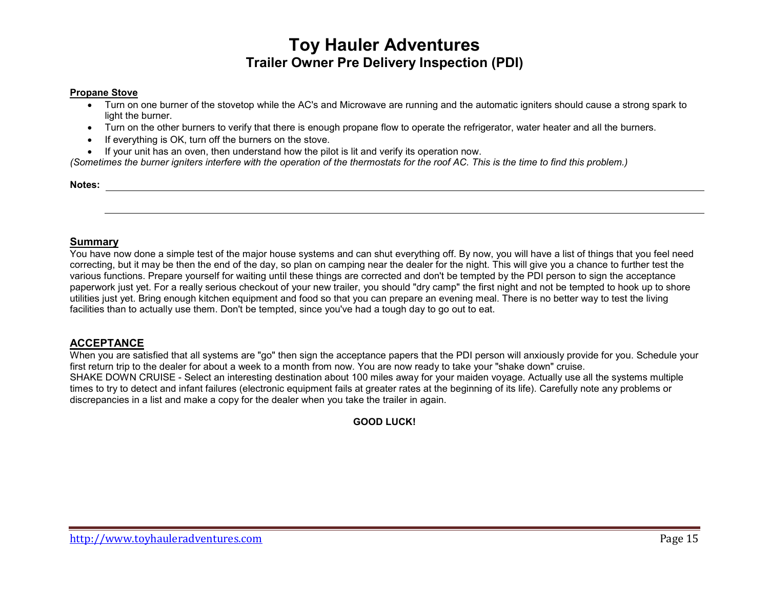# Toy Hauler Adventures

## Trailer Owner Pre Delivery Inspection (PDI)

**Propane Stove**

- Turn on one burner of the stovetop while the AC's and Microwave are running and the automatic igniters should cause a strong spark to light the burner.
- Turn on the other burners to verify that there is enough propane flow to operate the refrigerator, water heater and all the burners.
- If everything is OK, turn off the burners on the stove.
- If your unit has an oven, then understand how the pilot is lit and verify its operation now.

*(Sometimes the burner igniters interfere with the operation of the thermostats for the roof AC. This is the time to find this problem.)*

**Notes:** ______________________________________________

______________________________________________

### Summary

You have now done a simple test of the major house systems and can shut everything off. By now, you will have a list of things that you feel need correcting, but it may be then the end of the day, so plan on camping near the dealer for the night. This will give you a chance to further test the various functions. Prepare yourself for waiting until these things are corrected and don't be tempted by the PDI person to sign the acceptance paperwork just yet. For a really serious checkout of your new trailer, you should "dry camp" the first night and not be tempted to hook up to shore utilities just yet. Bring enough kitchen equipment and food so that you can prepare an evening meal. There is no better way to test the living facilities than to actually use them. Don't be tempted, since you've had a tough day to go out to eat.

### ACCEPTANCE

When you are satisfied that all systems are "go" then sign the acceptance papers that the PDI person will anxiously provide for you. Schedule your first return trip to the dealer for about a week to a month from now. You are now ready to take your "shake down" cruise.

SHAKE DOWN CRUISE - Select an interesting destination about 100 miles away for your maiden voyage. Actually use all the systems multiple times to try to detect and infant failures (electronic equipment fails at greater rates at the beginning of its life). Carefully note any problems or discrepancies in a list and make a copy for the dealer when you take the trailer in again.

**GOOD LUCK!**

http://www.toyhauleradventures.com